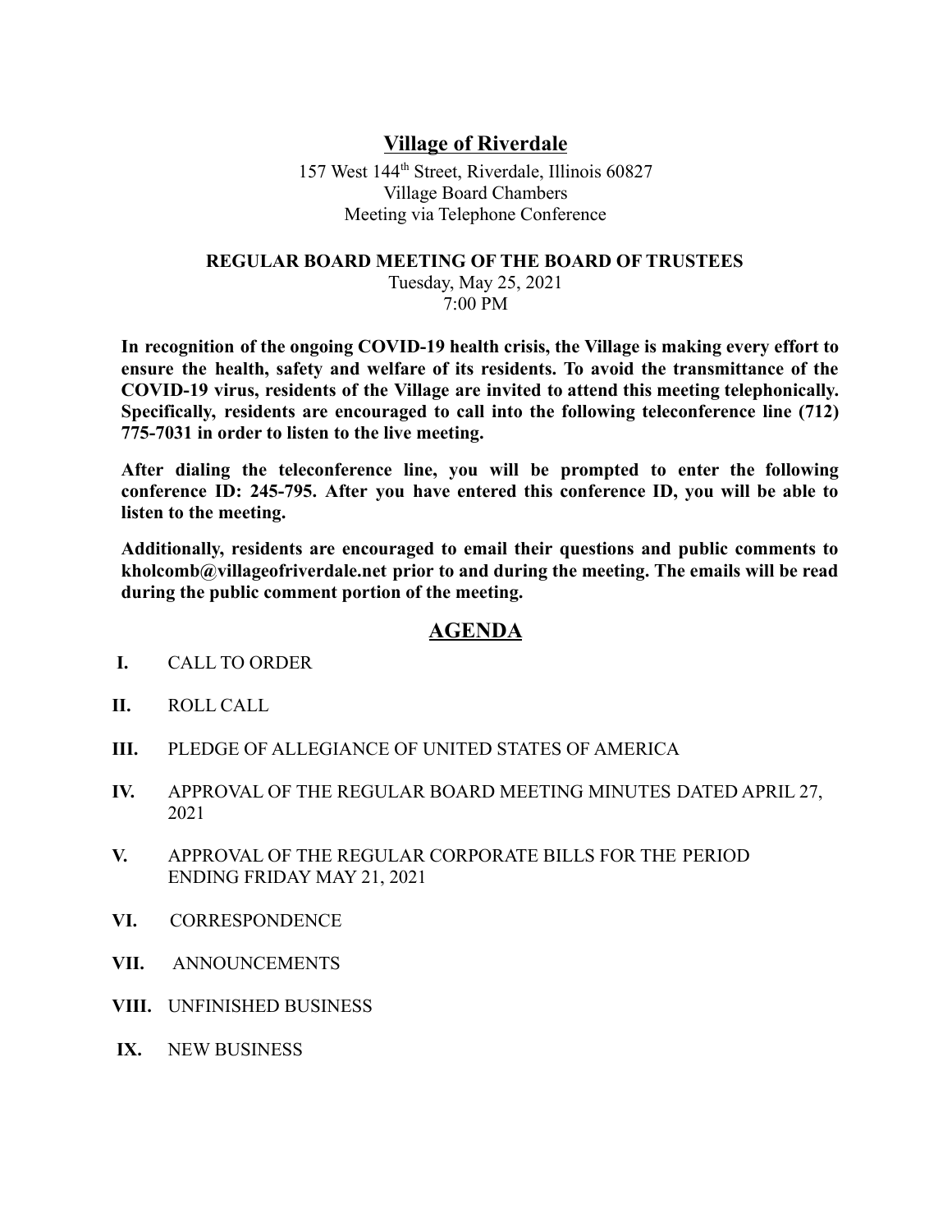# Village of Riverdale

157 West 144th Street, Riverdale, Illinois 60827
Village Board Chambers
Meeting via Telephone Conference

## REGULAR BOARD MEETING OF THE BOARD OF TRUSTEES

Tuesday, May 25, 2021
7:00 PM

**In recognition of the ongoing COVID-19 health crisis, the Village is making every effort to ensure the health, safety and welfare of its residents. To avoid the transmittance of the COVID-19 virus, residents of the Village are invited to attend this meeting telephonically. Specifically, residents are encouraged to call into the following teleconference line (712) 775-7031 in order to listen to the live meeting.**

**After dialing the teleconference line, you will be prompted to enter the following conference ID: 245-795. After you have entered this conference ID, you will be able to listen to the meeting.**

**Additionally, residents are encouraged to email their questions and public comments to kholcomb@villageofriverdale.net prior to and during the meeting. The emails will be read during the public comment portion of the meeting.**

## AGENDA

**I.** CALL TO ORDER

**II.** ROLL CALL

**III.** PLEDGE OF ALLEGIANCE OF UNITED STATES OF AMERICA

**IV.** APPROVAL OF THE REGULAR BOARD MEETING MINUTES DATED APRIL 27, 2021

**V.** APPROVAL OF THE REGULAR CORPORATE BILLS FOR THE PERIOD ENDING FRIDAY MAY 21, 2021

**VI.** CORRESPONDENCE

**VII.** ANNOUNCEMENTS

**VIII.** UNFINISHED BUSINESS

**IX.** NEW BUSINESS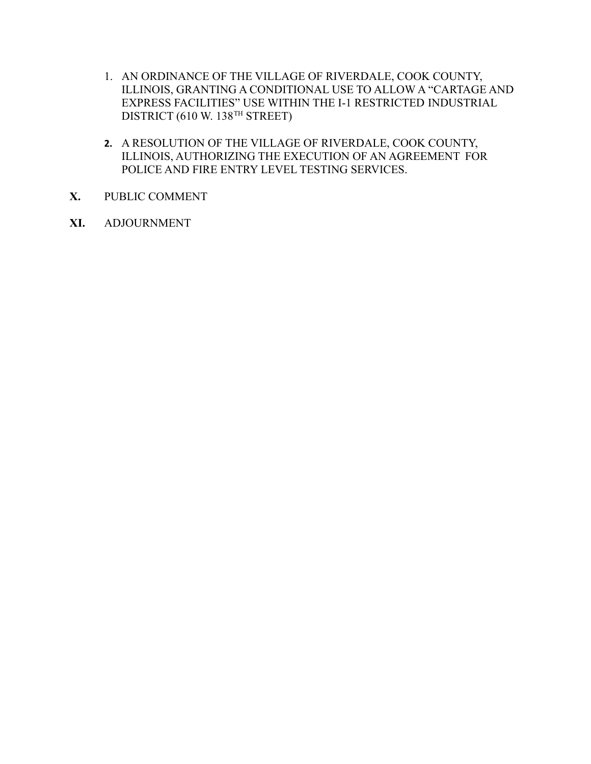1. AN ORDINANCE OF THE VILLAGE OF RIVERDALE, COOK COUNTY, ILLINOIS, GRANTING A CONDITIONAL USE TO ALLOW A "CARTAGE AND EXPRESS FACILITIES" USE WITHIN THE I-1 RESTRICTED INDUSTRIAL DISTRICT (610 W. 138TH STREET)

2. A RESOLUTION OF THE VILLAGE OF RIVERDALE, COOK COUNTY, ILLINOIS, AUTHORIZING THE EXECUTION OF AN AGREEMENT FOR POLICE AND FIRE ENTRY LEVEL TESTING SERVICES.

**X.** PUBLIC COMMENT

**XI.** ADJOURNMENT